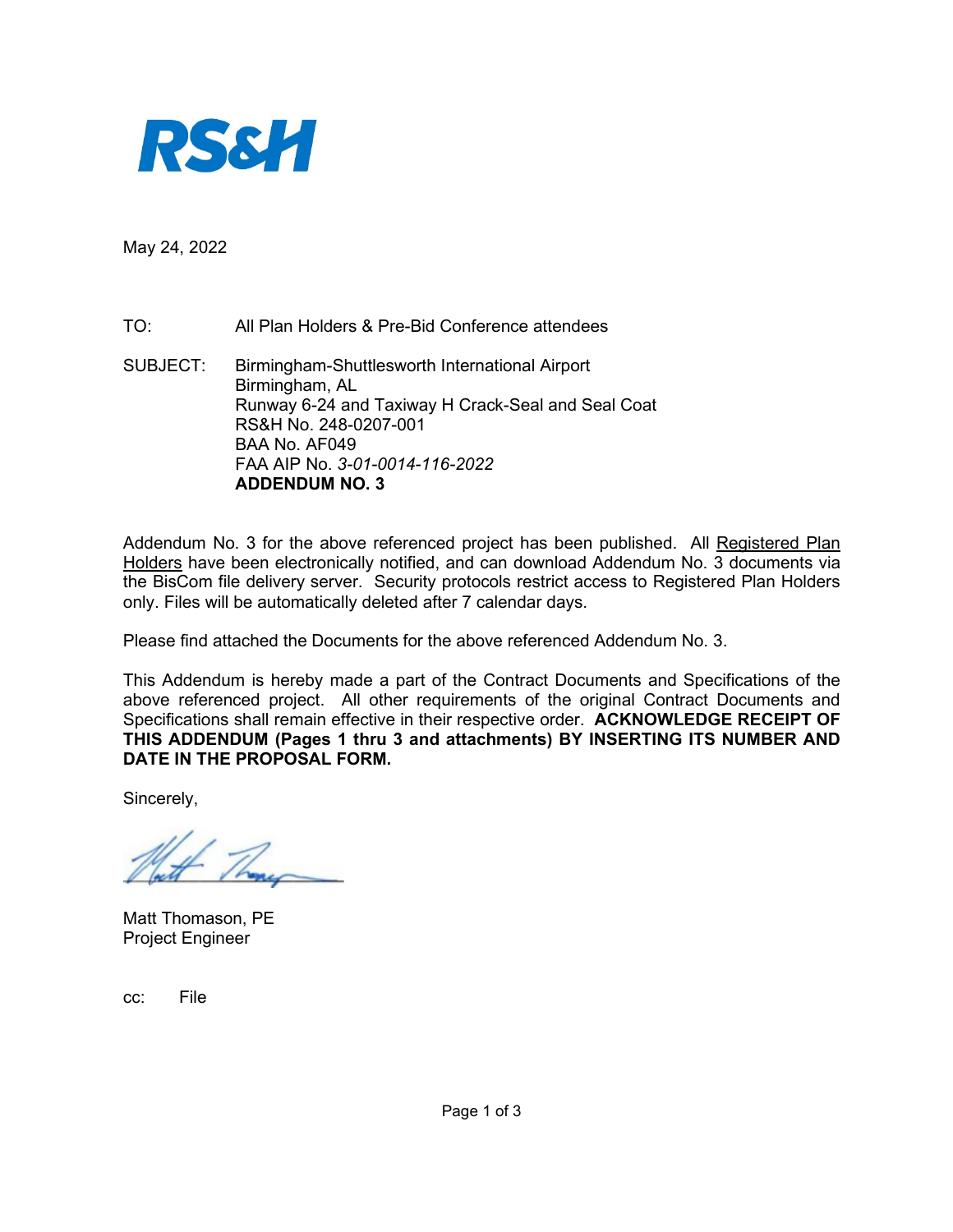RS&H

May 24, 2022

TO: All Plan Holders & Pre-Bid Conference attendees

SUBJECT: Birmingham-Shuttlesworth International Airport
Birmingham, AL
Runway 6-24 and Taxiway H Crack-Seal and Seal Coat
RS&H No. 248-0207-001
BAA No. AF049
FAA AIP No. *3-01-0014-116-2022*
**ADDENDUM NO. 3**

Addendum No. 3 for the above referenced project has been published. All Registered Plan Holders have been electronically notified, and can download Addendum No. 3 documents via the BisCom file delivery server. Security protocols restrict access to Registered Plan Holders only. Files will be automatically deleted after 7 calendar days.

Please find attached the Documents for the above referenced Addendum No. 3.

This Addendum is hereby made a part of the Contract Documents and Specifications of the above referenced project. All other requirements of the original Contract Documents and Specifications shall remain effective in their respective order. **ACKNOWLEDGE RECEIPT OF THIS ADDENDUM (Pages 1 thru 3 and attachments) BY INSERTING ITS NUMBER AND DATE IN THE PROPOSAL FORM.**

Sincerely,

Matt Thomason, PE
Project Engineer

cc: File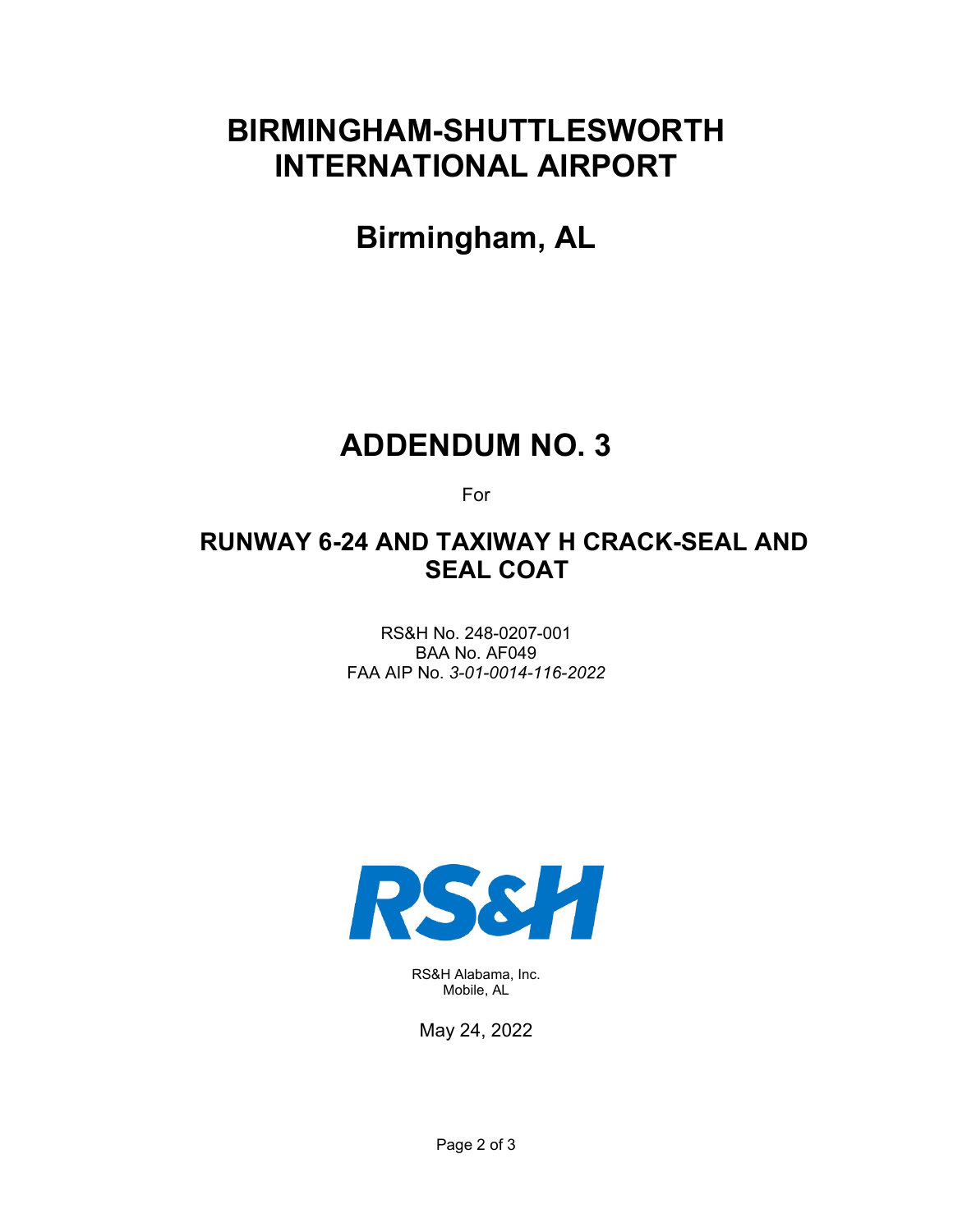# BIRMINGHAM-SHUTTLESWORTH INTERNATIONAL AIRPORT

## Birmingham, AL

# ADDENDUM NO. 3

For

## RUNWAY 6-24 AND TAXIWAY H CRACK-SEAL AND SEAL COAT

RS&H No. 248-0207-001
BAA No. AF049
FAA AIP No. *3-01-0014-116-2022*

RS&H

RS&H Alabama, Inc.
Mobile, AL

May 24, 2022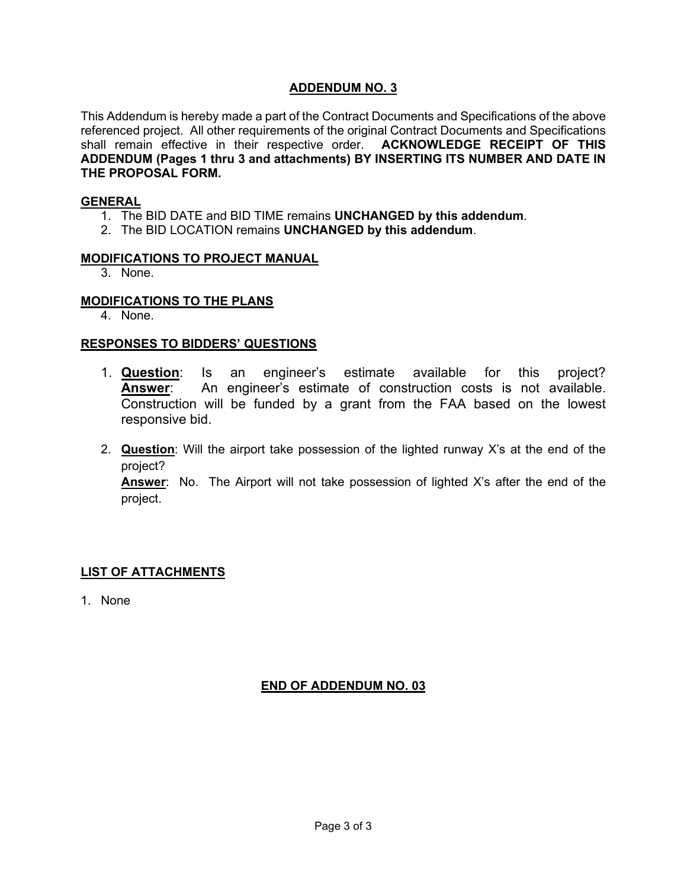## ADDENDUM NO. 3

This Addendum is hereby made a part of the Contract Documents and Specifications of the above referenced project. All other requirements of the original Contract Documents and Specifications shall remain effective in their respective order. **ACKNOWLEDGE RECEIPT OF THIS ADDENDUM (Pages 1 thru 3 and attachments) BY INSERTING ITS NUMBER AND DATE IN THE PROPOSAL FORM.**

### GENERAL

1. The BID DATE and BID TIME remains **UNCHANGED by this addendum**.
2. The BID LOCATION remains **UNCHANGED by this addendum**.

### MODIFICATIONS TO PROJECT MANUAL

3. None.

### MODIFICATIONS TO THE PLANS

4. None.

### RESPONSES TO BIDDERS' QUESTIONS

1. **Question**: Is an engineer's estimate available for this project?
   **Answer**: An engineer's estimate of construction costs is not available. Construction will be funded by a grant from the FAA based on the lowest responsive bid.

2. **Question**: Will the airport take possession of the lighted runway X's at the end of the project?
   **Answer**: No. The Airport will not take possession of lighted X's after the end of the project.

### LIST OF ATTACHMENTS

1. None

**END OF ADDENDUM NO. 03**